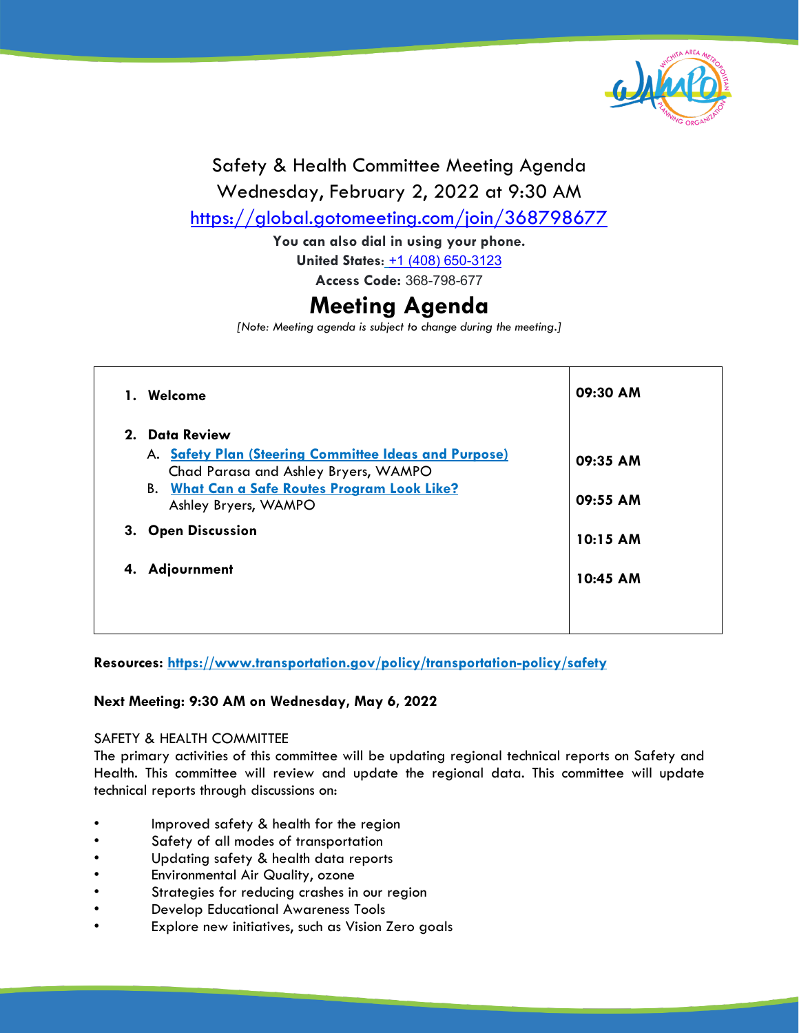Safety & Health Committee Meeting Agenda

Wednesday, February 2, 2022 at 9:30 AM

https://global.gotomeeting.com/join/368798677

**You can also dial in using your phone.**

**United States:** +1 (408) 650-3123

**Access Code:** 368-798-677

# Meeting Agenda

*[Note: Meeting agenda is subject to change during the meeting.]*

| Item | Time |
|---|---|
| **1. Welcome** | **09:30 AM** |
| **2. Data Review** | |
| A. **Safety Plan (Steering Committee Ideas and Purpose)** Chad Parasa and Ashley Bryers, WAMPO | **09:35 AM** |
| B. **What Can a Safe Routes Program Look Like?** Ashley Bryers, WAMPO | **09:55 AM** |
| **3. Open Discussion** | **10:15 AM** |
| **4. Adjournment** | **10:45 AM** |

**Resources: https://www.transportation.gov/policy/transportation-policy/safety**

**Next Meeting: 9:30 AM on Wednesday, May 6, 2022**

SAFETY & HEALTH COMMITTEE

The primary activities of this committee will be updating regional technical reports on Safety and Health. This committee will review and update the regional data. This committee will update technical reports through discussions on:

- Improved safety & health for the region
- Safety of all modes of transportation
- Updating safety & health data reports
- Environmental Air Quality, ozone
- Strategies for reducing crashes in our region
- Develop Educational Awareness Tools
- Explore new initiatives, such as Vision Zero goals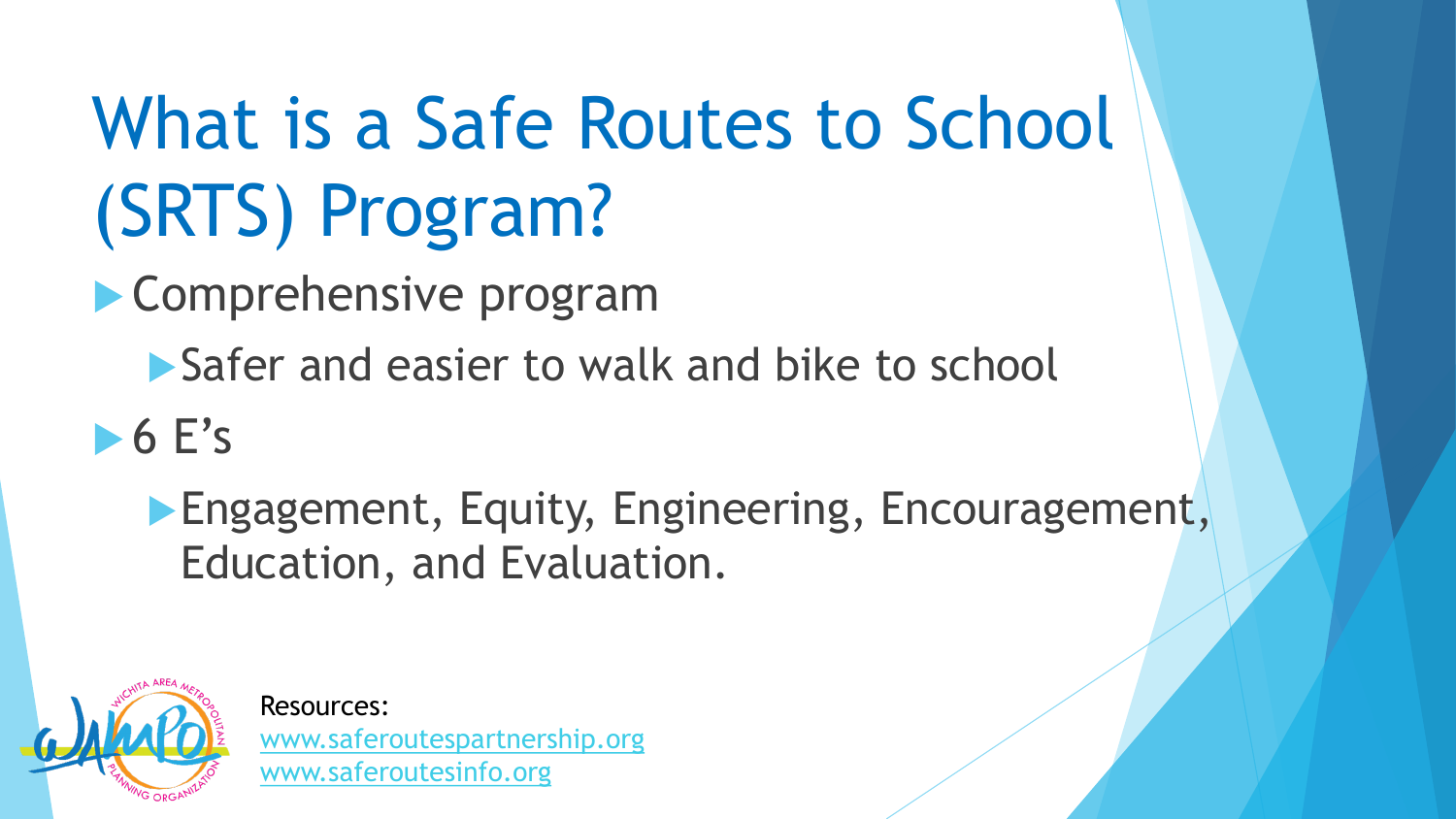# What is a Safe Routes to School (SRTS) Program?

- Comprehensive program
  - Safer and easier to walk and bike to school
- 6 E's
  - Engagement, Equity, Engineering, Encouragement, Education, and Evaluation.

Resources:
www.saferoutespartnership.org
www.saferoutesinfo.org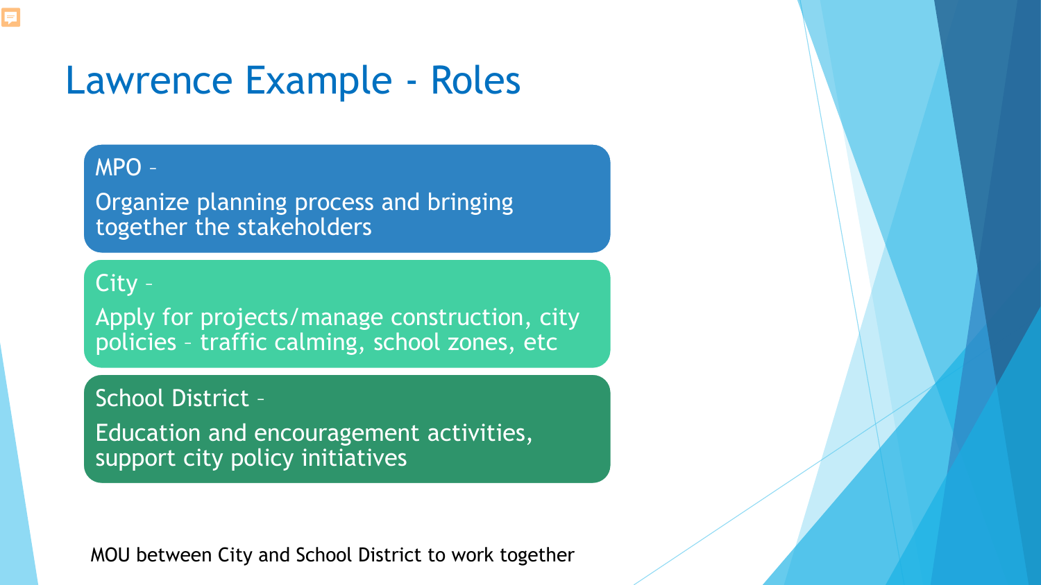# Lawrence Example - Roles

**MPO –**

Organize planning process and bringing together the stakeholders

**City –**

Apply for projects/manage construction, city policies – traffic calming, school zones, etc

**School District –**

Education and encouragement activities, support city policy initiatives

MOU between City and School District to work together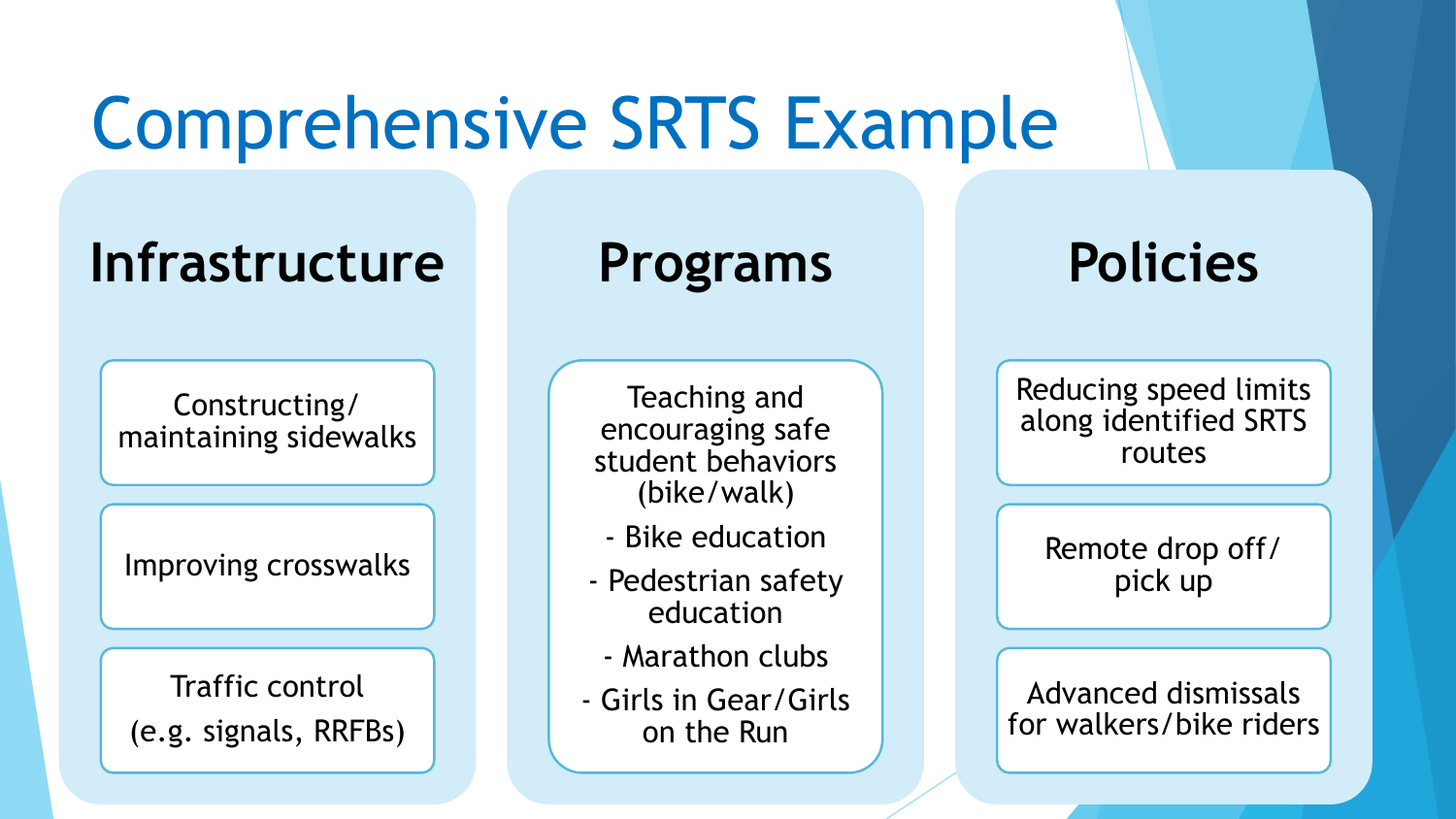# Comprehensive SRTS Example

## Infrastructure

- Constructing/ maintaining sidewalks
- Improving crosswalks
- Traffic control (e.g. signals, RRFBs)

## Programs

Teaching and encouraging safe student behaviors (bike/walk)

- Bike education
- Pedestrian safety education
- Marathon clubs
- Girls in Gear/Girls on the Run

## Policies

- Reducing speed limits along identified SRTS routes
- Remote drop off/ pick up
- Advanced dismissals for walkers/bike riders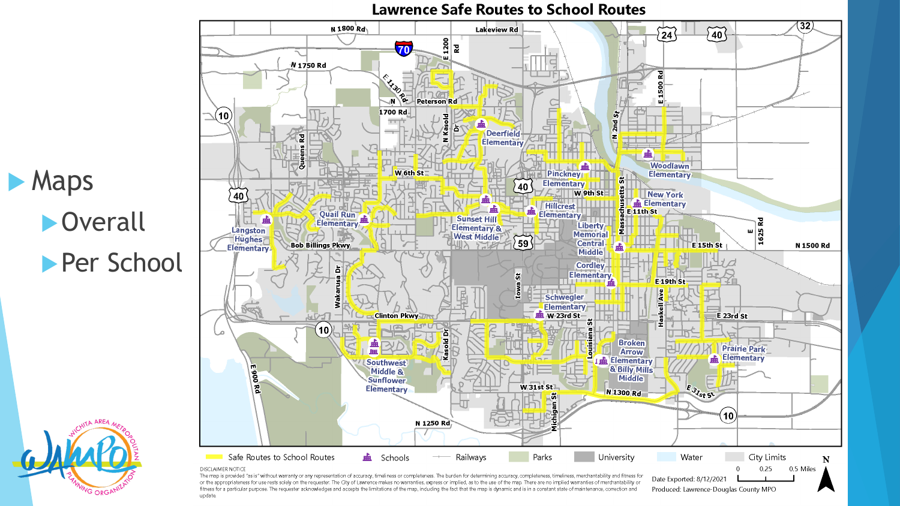- Maps
  - Overall
  - Per School

# Lawrence Safe Routes to School Routes

Legend: Safe Routes to School Routes | Schools | Railways | Parks | University | Water | City Limits

0 | 0.25 | 0.5 Miles

N

DISCLAIMER NOTICE
The map is provided "as is" without warranty or any representation of accuracy, timeliness or completeness. The burden for determining accuracy, completeness, timeliness, merchantability and fitness for or the appropriateness for use rests solely on the requester. The City of Lawrence makes no warranties, express or implied, as to the use of the map. There are no implied warranties of merchantability or fitness for a particular purpose. The requester acknowledges and accepts the limitations of the map, including the fact that the map is dynamic and is in a constant state of maintenance, correction and update.

Date Exported: 8/12/2021
Produced: Lawrence-Douglas County MPO

Wichita Area Metropolitan Planning Organization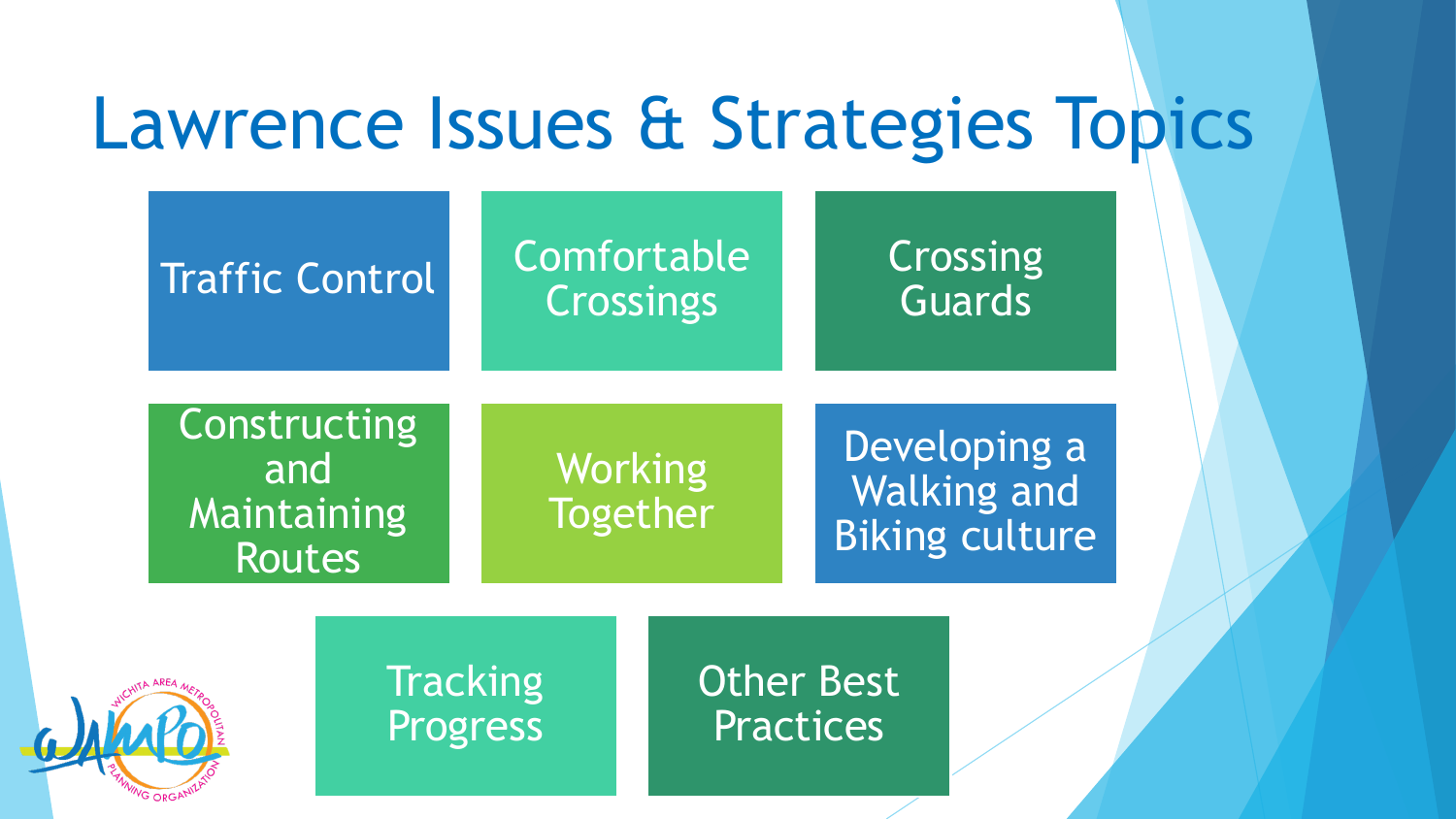# Lawrence Issues & Strategies Topics

- Traffic Control
- Comfortable Crossings
- Crossing Guards
- Constructing and Maintaining Routes
- Working Together
- Developing a Walking and Biking culture
- Tracking Progress
- Other Best Practices